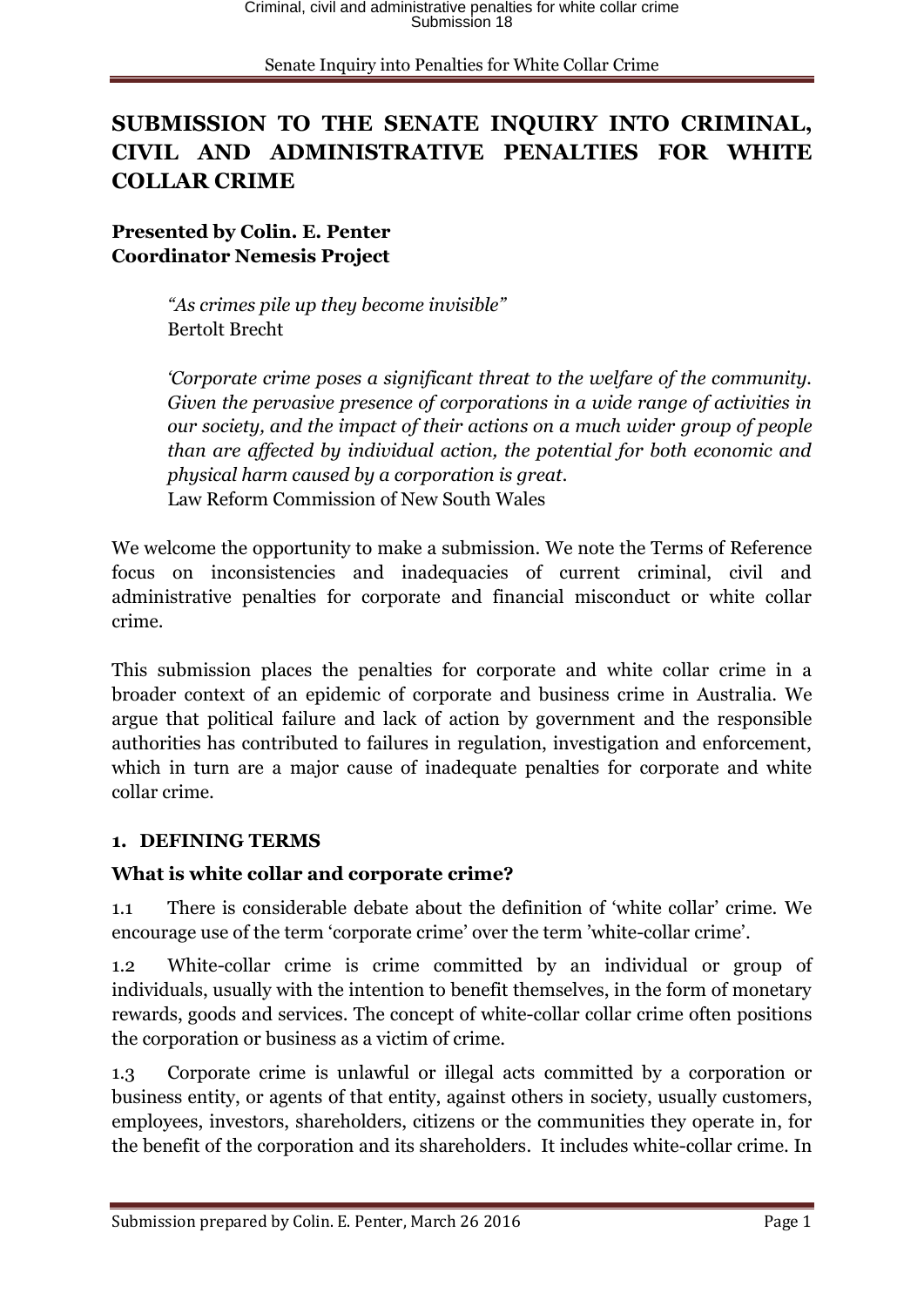# SUBMISSION TO THE SENATE INQUIRY INTO CRIMINAL, CIVIL AND ADMINISTRATIVE PENALTIES FOR WHITE COLLAR CRIME

**Presented by Colin. E. Penter**
**Coordinator Nemesis Project**

> *"As crimes pile up they become invisible"*
> Bertolt Brecht
>
> *'Corporate crime poses a significant threat to the welfare of the community. Given the pervasive presence of corporations in a wide range of activities in our society, and the impact of their actions on a much wider group of people than are affected by individual action, the potential for both economic and physical harm caused by a corporation is great.*
> Law Reform Commission of New South Wales

We welcome the opportunity to make a submission. We note the Terms of Reference focus on inconsistencies and inadequacies of current criminal, civil and administrative penalties for corporate and financial misconduct or white collar crime.

This submission places the penalties for corporate and white collar crime in a broader context of an epidemic of corporate and business crime in Australia. We argue that political failure and lack of action by government and the responsible authorities has contributed to failures in regulation, investigation and enforcement, which in turn are a major cause of inadequate penalties for corporate and white collar crime.

## 1. DEFINING TERMS

### What is white collar and corporate crime?

1.1 There is considerable debate about the definition of 'white collar' crime. We encourage use of the term 'corporate crime' over the term 'white-collar crime'.

1.2 White-collar crime is crime committed by an individual or group of individuals, usually with the intention to benefit themselves, in the form of monetary rewards, goods and services. The concept of white-collar collar crime often positions the corporation or business as a victim of crime.

1.3 Corporate crime is unlawful or illegal acts committed by a corporation or business entity, or agents of that entity, against others in society, usually customers, employees, investors, shareholders, citizens or the communities they operate in, for the benefit of the corporation and its shareholders. It includes white-collar crime. In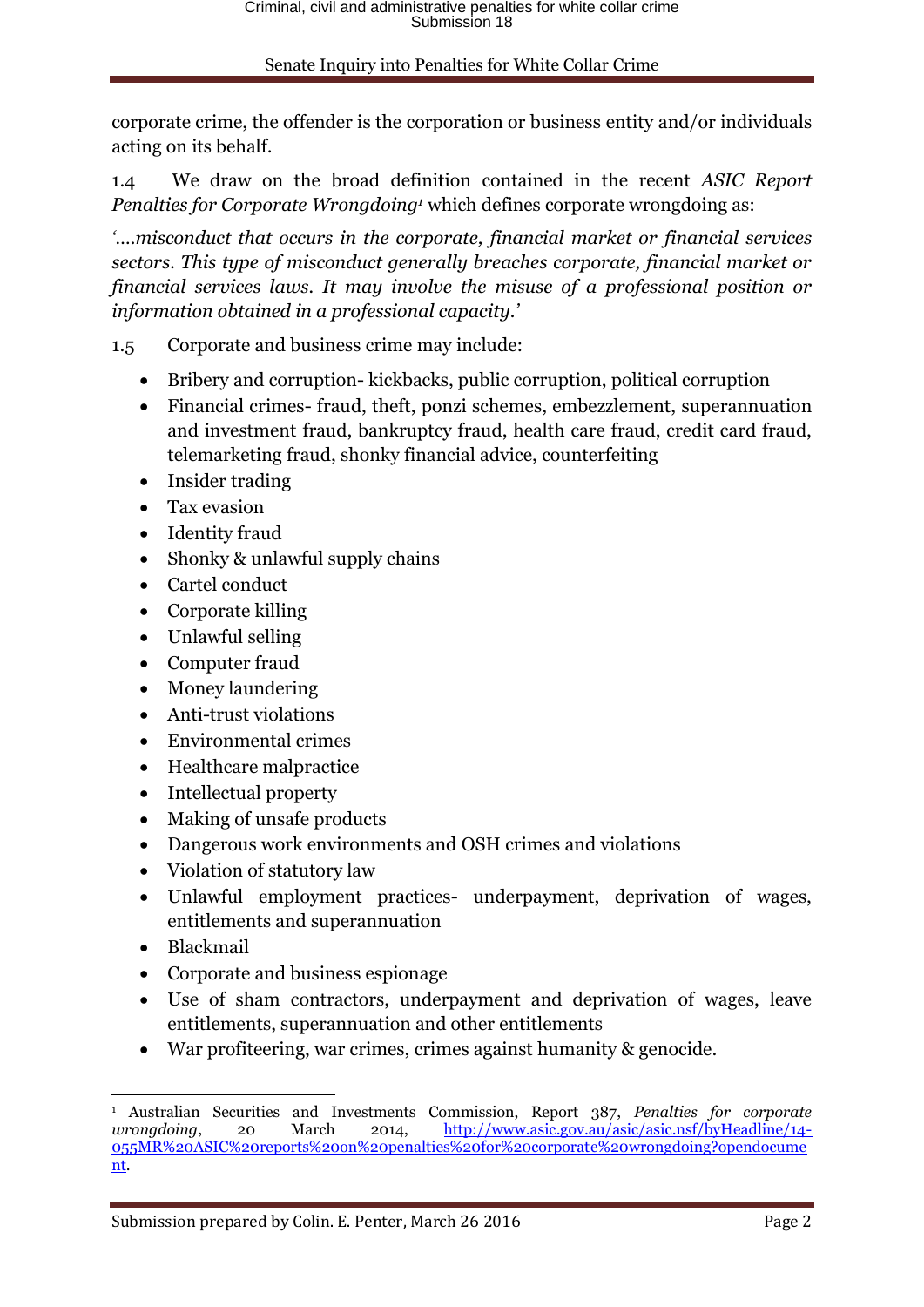corporate crime, the offender is the corporation or business entity and/or individuals acting on its behalf.

1.4 We draw on the broad definition contained in the recent *ASIC Report Penalties for Corporate Wrongdoing*[1] which defines corporate wrongdoing as:

*'….misconduct that occurs in the corporate, financial market or financial services sectors. This type of misconduct generally breaches corporate, financial market or financial services laws. It may involve the misuse of a professional position or information obtained in a professional capacity.'*

1.5 Corporate and business crime may include:

- Bribery and corruption- kickbacks, public corruption, political corruption
- Financial crimes- fraud, theft, ponzi schemes, embezzlement, superannuation and investment fraud, bankruptcy fraud, health care fraud, credit card fraud, telemarketing fraud, shonky financial advice, counterfeiting
- Insider trading
- Tax evasion
- Identity fraud
- Shonky & unlawful supply chains
- Cartel conduct
- Corporate killing
- Unlawful selling
- Computer fraud
- Money laundering
- Anti-trust violations
- Environmental crimes
- Healthcare malpractice
- Intellectual property
- Making of unsafe products
- Dangerous work environments and OSH crimes and violations
- Violation of statutory law
- Unlawful employment practices- underpayment, deprivation of wages, entitlements and superannuation
- Blackmail
- Corporate and business espionage
- Use of sham contractors, underpayment and deprivation of wages, leave entitlements, superannuation and other entitlements
- War profiteering, war crimes, crimes against humanity & genocide.

---

[1] Australian Securities and Investments Commission, Report 387, *Penalties for corporate wrongdoing*, 20 March 2014, http://www.asic.gov.au/asic/asic.nsf/byHeadline/14-055MR%20ASIC%20reports%20on%20penalties%20for%20corporate%20wrongdoing?opendocument.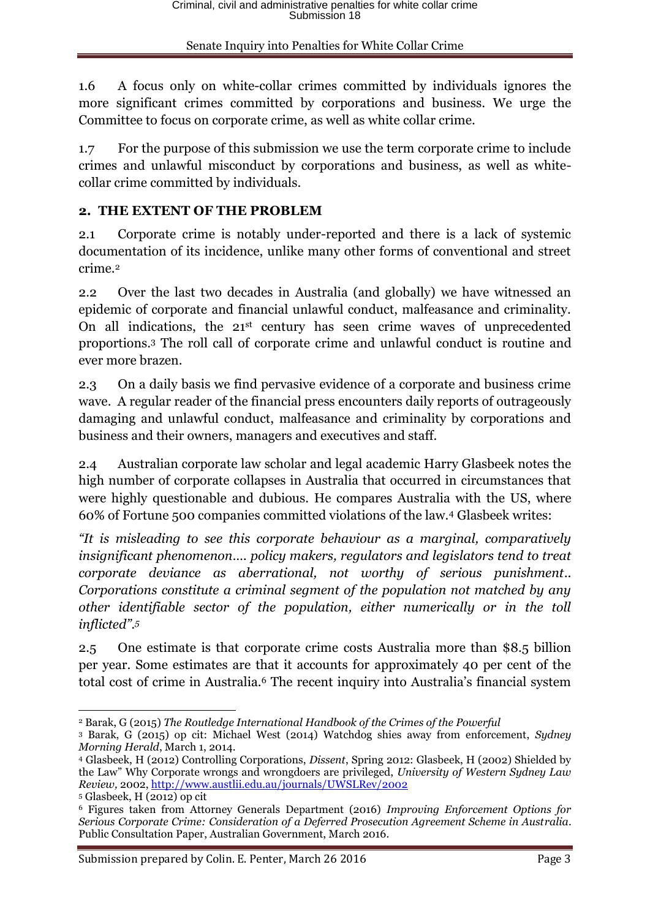1.6 A focus only on white-collar crimes committed by individuals ignores the more significant crimes committed by corporations and business. We urge the Committee to focus on corporate crime, as well as white collar crime.

1.7 For the purpose of this submission we use the term corporate crime to include crimes and unlawful misconduct by corporations and business, as well as white-collar crime committed by individuals.

## 2. THE EXTENT OF THE PROBLEM

2.1 Corporate crime is notably under-reported and there is a lack of systemic documentation of its incidence, unlike many other forms of conventional and street crime.[2]

2.2 Over the last two decades in Australia (and globally) we have witnessed an epidemic of corporate and financial unlawful conduct, malfeasance and criminality. On all indications, the 21st century has seen crime waves of unprecedented proportions.[3] The roll call of corporate crime and unlawful conduct is routine and ever more brazen.

2.3 On a daily basis we find pervasive evidence of a corporate and business crime wave. A regular reader of the financial press encounters daily reports of outrageously damaging and unlawful conduct, malfeasance and criminality by corporations and business and their owners, managers and executives and staff.

2.4 Australian corporate law scholar and legal academic Harry Glasbeek notes the high number of corporate collapses in Australia that occurred in circumstances that were highly questionable and dubious. He compares Australia with the US, where 60% of Fortune 500 companies committed violations of the law.[4] Glasbeek writes:

*"It is misleading to see this corporate behaviour as a marginal, comparatively insignificant phenomenon…. policy makers, regulators and legislators tend to treat corporate deviance as aberrational, not worthy of serious punishment.. Corporations constitute a criminal segment of the population not matched by any other identifiable sector of the population, either numerically or in the toll inflicted".*[5]

2.5 One estimate is that corporate crime costs Australia more than $8.5 billion per year. Some estimates are that it accounts for approximately 40 per cent of the total cost of crime in Australia.[6] The recent inquiry into Australia's financial system

---

[2] Barak, G (2015) *The Routledge International Handbook of the Crimes of the Powerful*

[3] Barak, G (2015) op cit: Michael West (2014) Watchdog shies away from enforcement, *Sydney Morning Herald*, March 1, 2014.

[4] Glasbeek, H (2012) Controlling Corporations, *Dissent*, Spring 2012: Glasbeek, H (2002) Shielded by the Law" Why Corporate wrongs and wrongdoers are privileged, *University of Western Sydney Law Review,* 2002, http://www.austlii.edu.au/journals/UWSLRev/2002

[5] Glasbeek, H (2012) op cit

[6] Figures taken from Attorney Generals Department (2016) *Improving Enforcement Options for Serious Corporate Crime: Consideration of a Deferred Prosecution Agreement Scheme in Australia*. Public Consultation Paper, Australian Government, March 2016.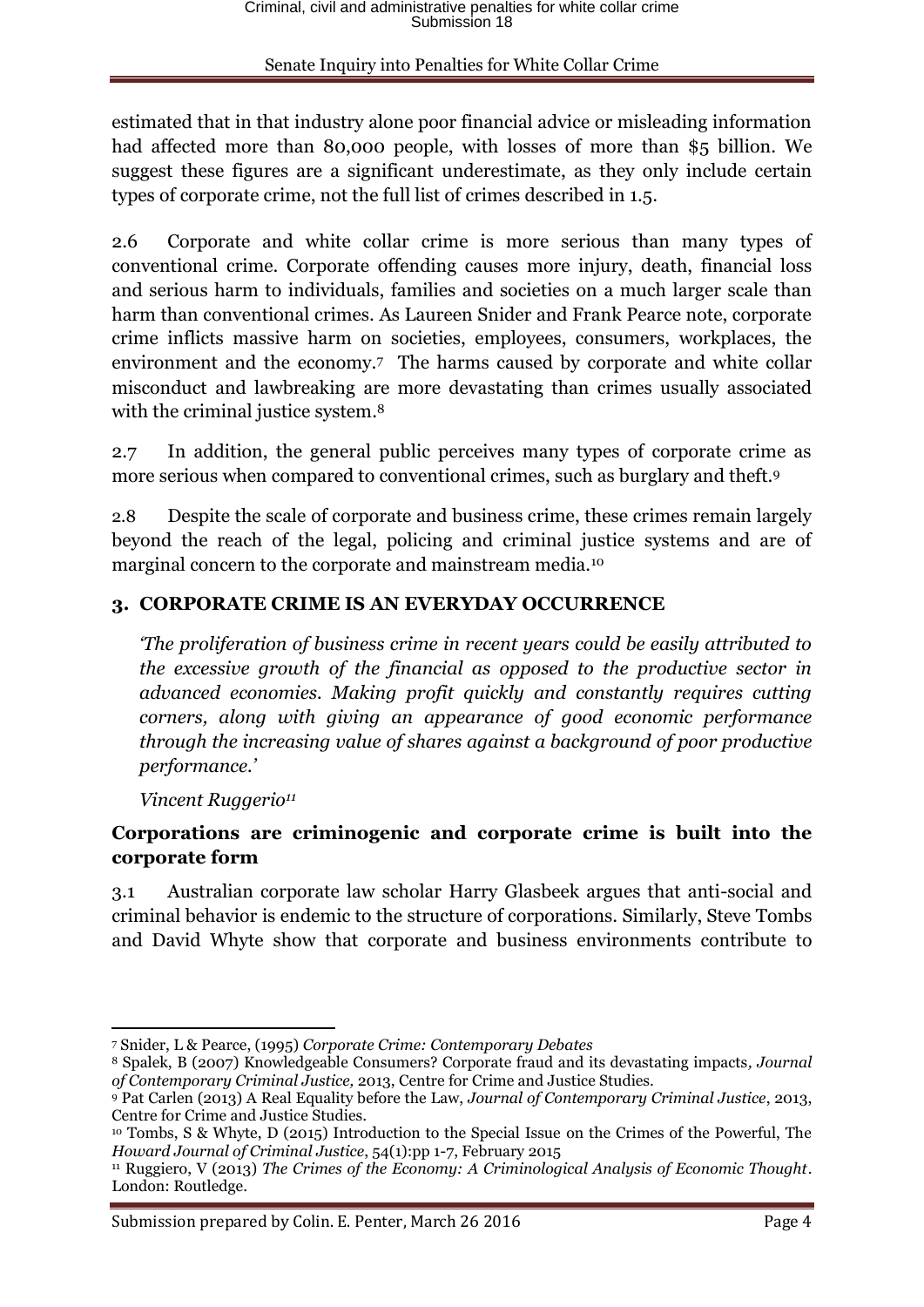estimated that in that industry alone poor financial advice or misleading information had affected more than 80,000 people, with losses of more than $5 billion. We suggest these figures are a significant underestimate, as they only include certain types of corporate crime, not the full list of crimes described in 1.5.

2.6 Corporate and white collar crime is more serious than many types of conventional crime. Corporate offending causes more injury, death, financial loss and serious harm to individuals, families and societies on a much larger scale than harm than conventional crimes. As Laureen Snider and Frank Pearce note, corporate crime inflicts massive harm on societies, employees, consumers, workplaces, the environment and the economy.[7] The harms caused by corporate and white collar misconduct and lawbreaking are more devastating than crimes usually associated with the criminal justice system.[8]

2.7 In addition, the general public perceives many types of corporate crime as more serious when compared to conventional crimes, such as burglary and theft.[9]

2.8 Despite the scale of corporate and business crime, these crimes remain largely beyond the reach of the legal, policing and criminal justice systems and are of marginal concern to the corporate and mainstream media.[10]

## 3. CORPORATE CRIME IS AN EVERYDAY OCCURRENCE

*'The proliferation of business crime in recent years could be easily attributed to the excessive growth of the financial as opposed to the productive sector in advanced economies. Making profit quickly and constantly requires cutting corners, along with giving an appearance of good economic performance through the increasing value of shares against a background of poor productive performance.'*

*Vincent Ruggerio[11]*

**Corporations are criminogenic and corporate crime is built into the corporate form**

3.1 Australian corporate law scholar Harry Glasbeek argues that anti-social and criminal behavior is endemic to the structure of corporations. Similarly, Steve Tombs and David Whyte show that corporate and business environments contribute to

---

[7] Snider, L & Pearce, (1995) *Corporate Crime: Contemporary Debates*

[8] Spalek, B (2007) Knowledgeable Consumers? Corporate fraud and its devastating impacts*, Journal of Contemporary Criminal Justice,* 2013, Centre for Crime and Justice Studies.

[9] Pat Carlen (2013) A Real Equality before the Law, *Journal of Contemporary Criminal Justice*, 2013, Centre for Crime and Justice Studies.

[10] Tombs, S & Whyte, D (2015) Introduction to the Special Issue on the Crimes of the Powerful, The *Howard Journal of Criminal Justice*, 54(1):pp 1-7, February 2015

[11] Ruggiero, V (2013) *The Crimes of the Economy: A Criminological Analysis of Economic Thought*. London: Routledge.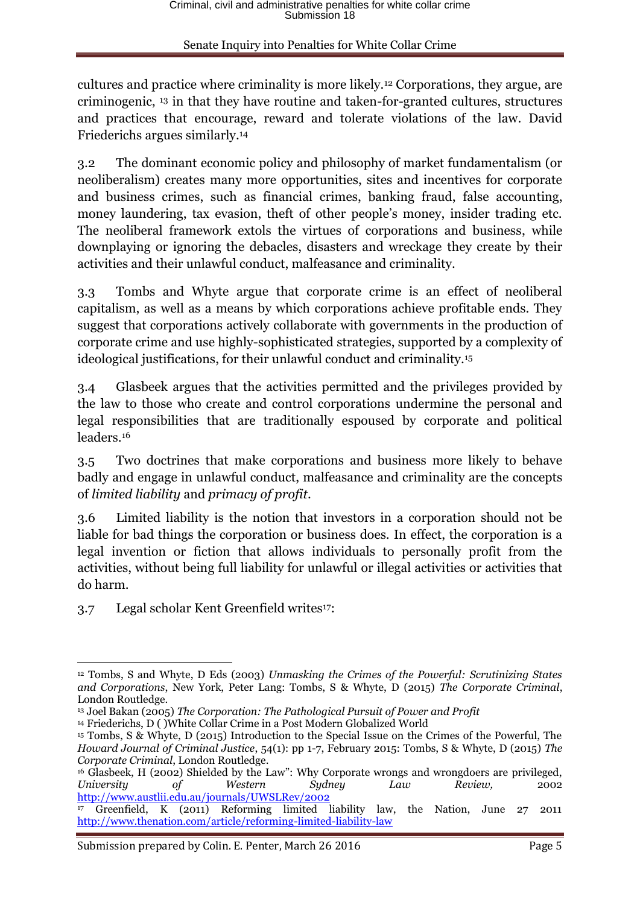cultures and practice where criminality is more likely.[12] Corporations, they argue, are criminogenic, [13] in that they have routine and taken-for-granted cultures, structures and practices that encourage, reward and tolerate violations of the law. David Friederichs argues similarly.[14]

3.2 The dominant economic policy and philosophy of market fundamentalism (or neoliberalism) creates many more opportunities, sites and incentives for corporate and business crimes, such as financial crimes, banking fraud, false accounting, money laundering, tax evasion, theft of other people's money, insider trading etc. The neoliberal framework extols the virtues of corporations and business, while downplaying or ignoring the debacles, disasters and wreckage they create by their activities and their unlawful conduct, malfeasance and criminality.

3.3 Tombs and Whyte argue that corporate crime is an effect of neoliberal capitalism, as well as a means by which corporations achieve profitable ends. They suggest that corporations actively collaborate with governments in the production of corporate crime and use highly-sophisticated strategies, supported by a complexity of ideological justifications, for their unlawful conduct and criminality.[15]

3.4 Glasbeek argues that the activities permitted and the privileges provided by the law to those who create and control corporations undermine the personal and legal responsibilities that are traditionally espoused by corporate and political leaders.[16]

3.5 Two doctrines that make corporations and business more likely to behave badly and engage in unlawful conduct, malfeasance and criminality are the concepts of *limited liability* and *primacy of profit*.

3.6 Limited liability is the notion that investors in a corporation should not be liable for bad things the corporation or business does. In effect, the corporation is a legal invention or fiction that allows individuals to personally profit from the activities, without being full liability for unlawful or illegal activities or activities that do harm.

3.7 Legal scholar Kent Greenfield writes[17]:

---

[12] Tombs, S and Whyte, D Eds (2003) *Unmasking the Crimes of the Powerful: Scrutinizing States and Corporations*, New York, Peter Lang: Tombs, S & Whyte, D (2015) *The Corporate Criminal*, London Routledge.

[13] Joel Bakan (2005) *The Corporation: The Pathological Pursuit of Power and Profit*

[14] Friederichs, D ( )White Collar Crime in a Post Modern Globalized World

[15] Tombs, S & Whyte, D (2015) Introduction to the Special Issue on the Crimes of the Powerful, The *Howard Journal of Criminal Justice*, 54(1): pp 1-7, February 2015: Tombs, S & Whyte, D (2015) *The Corporate Criminal*, London Routledge.

[16] Glasbeek, H (2002) Shielded by the Law": Why Corporate wrongs and wrongdoers are privileged, *University of Western Sydney Law Review,* 2002 http://www.austlii.edu.au/journals/UWSLRev/2002

[17] Greenfield, K (2011) Reforming limited liability law, the Nation, June 27 2011 http://www.thenation.com/article/reforming-limited-liability-law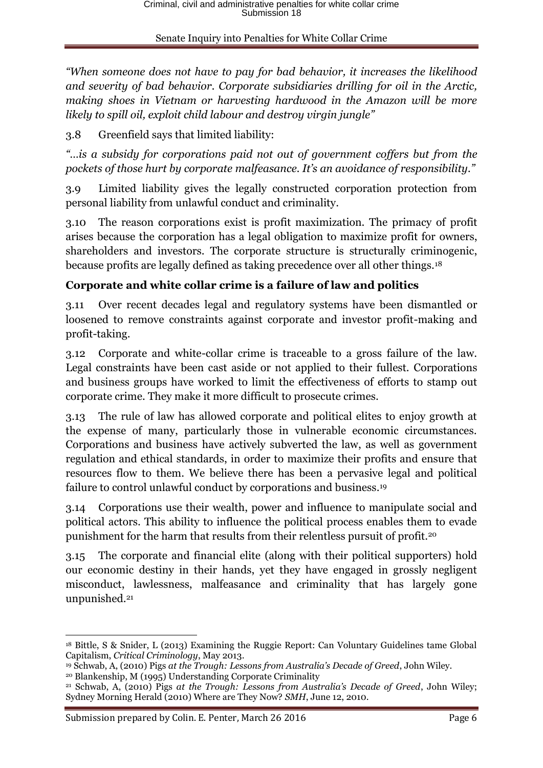*"When someone does not have to pay for bad behavior, it increases the likelihood and severity of bad behavior. Corporate subsidiaries drilling for oil in the Arctic, making shoes in Vietnam or harvesting hardwood in the Amazon will be more likely to spill oil, exploit child labour and destroy virgin jungle"*

3.8 Greenfield says that limited liability:

*"…is a subsidy for corporations paid not out of government coffers but from the pockets of those hurt by corporate malfeasance. It's an avoidance of responsibility."*

3.9 Limited liability gives the legally constructed corporation protection from personal liability from unlawful conduct and criminality.

3.10 The reason corporations exist is profit maximization. The primacy of profit arises because the corporation has a legal obligation to maximize profit for owners, shareholders and investors. The corporate structure is structurally criminogenic, because profits are legally defined as taking precedence over all other things.[18]

## Corporate and white collar crime is a failure of law and politics

3.11 Over recent decades legal and regulatory systems have been dismantled or loosened to remove constraints against corporate and investor profit-making and profit-taking.

3.12 Corporate and white-collar crime is traceable to a gross failure of the law. Legal constraints have been cast aside or not applied to their fullest. Corporations and business groups have worked to limit the effectiveness of efforts to stamp out corporate crime. They make it more difficult to prosecute crimes.

3.13 The rule of law has allowed corporate and political elites to enjoy growth at the expense of many, particularly those in vulnerable economic circumstances. Corporations and business have actively subverted the law, as well as government regulation and ethical standards, in order to maximize their profits and ensure that resources flow to them. We believe there has been a pervasive legal and political failure to control unlawful conduct by corporations and business.[19]

3.14 Corporations use their wealth, power and influence to manipulate social and political actors. This ability to influence the political process enables them to evade punishment for the harm that results from their relentless pursuit of profit.[20]

3.15 The corporate and financial elite (along with their political supporters) hold our economic destiny in their hands, yet they have engaged in grossly negligent misconduct, lawlessness, malfeasance and criminality that has largely gone unpunished.[21]

---

[18] Bittle, S & Snider, L (2013) Examining the Ruggie Report: Can Voluntary Guidelines tame Global Capitalism, *Critical Criminology*, May 2013.

[19] Schwab, A, (2010) Pigs *at the Trough: Lessons from Australia's Decade of Greed*, John Wiley.

[20] Blankenship, M (1995) Understanding Corporate Criminality

[21] Schwab, A, (2010) Pigs *at the Trough: Lessons from Australia's Decade of Greed*, John Wiley; Sydney Morning Herald (2010) Where are They Now? *SMH*, June 12, 2010.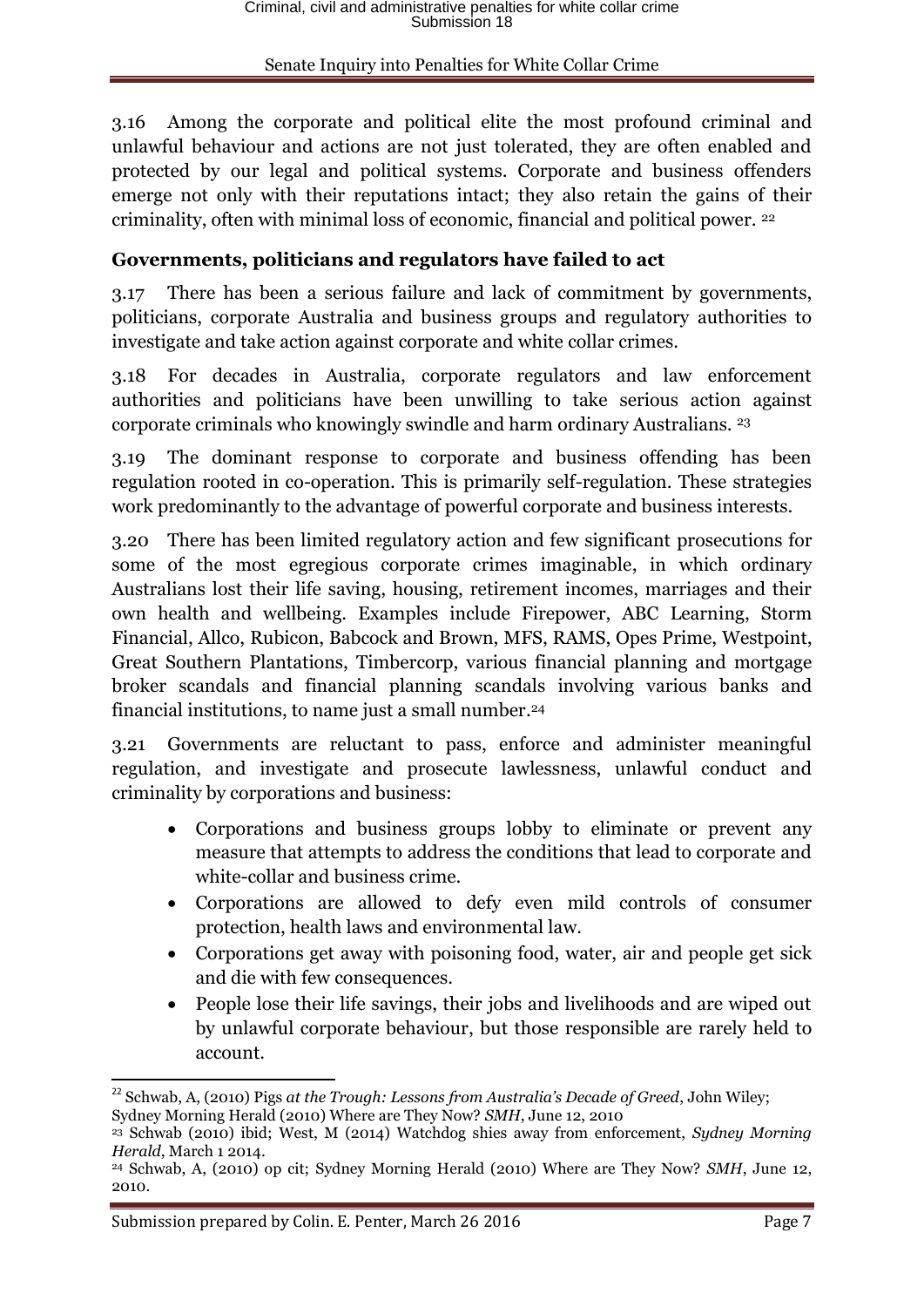3.16 Among the corporate and political elite the most profound criminal and unlawful behaviour and actions are not just tolerated, they are often enabled and protected by our legal and political systems. Corporate and business offenders emerge not only with their reputations intact; they also retain the gains of their criminality, often with minimal loss of economic, financial and political power. [22]

**Governments, politicians and regulators have failed to act**

3.17 There has been a serious failure and lack of commitment by governments, politicians, corporate Australia and business groups and regulatory authorities to investigate and take action against corporate and white collar crimes.

3.18 For decades in Australia, corporate regulators and law enforcement authorities and politicians have been unwilling to take serious action against corporate criminals who knowingly swindle and harm ordinary Australians. [23]

3.19 The dominant response to corporate and business offending has been regulation rooted in co-operation. This is primarily self-regulation. These strategies work predominantly to the advantage of powerful corporate and business interests.

3.20 There has been limited regulatory action and few significant prosecutions for some of the most egregious corporate crimes imaginable, in which ordinary Australians lost their life saving, housing, retirement incomes, marriages and their own health and wellbeing. Examples include Firepower, ABC Learning, Storm Financial, Allco, Rubicon, Babcock and Brown, MFS, RAMS, Opes Prime, Westpoint, Great Southern Plantations, Timbercorp, various financial planning and mortgage broker scandals and financial planning scandals involving various banks and financial institutions, to name just a small number.[24]

3.21 Governments are reluctant to pass, enforce and administer meaningful regulation, and investigate and prosecute lawlessness, unlawful conduct and criminality by corporations and business:

- Corporations and business groups lobby to eliminate or prevent any measure that attempts to address the conditions that lead to corporate and white-collar and business crime.
- Corporations are allowed to defy even mild controls of consumer protection, health laws and environmental law.
- Corporations get away with poisoning food, water, air and people get sick and die with few consequences.
- People lose their life savings, their jobs and livelihoods and are wiped out by unlawful corporate behaviour, but those responsible are rarely held to account.

---

[22] Schwab, A, (2010) Pigs *at the Trough: Lessons from Australia's Decade of Greed*, John Wiley; Sydney Morning Herald (2010) Where are They Now? *SMH*, June 12, 2010

[23] Schwab (2010) ibid; West, M (2014) Watchdog shies away from enforcement, *Sydney Morning Herald*, March 1 2014.

[24] Schwab, A, (2010) op cit; Sydney Morning Herald (2010) Where are They Now? *SMH*, June 12, 2010.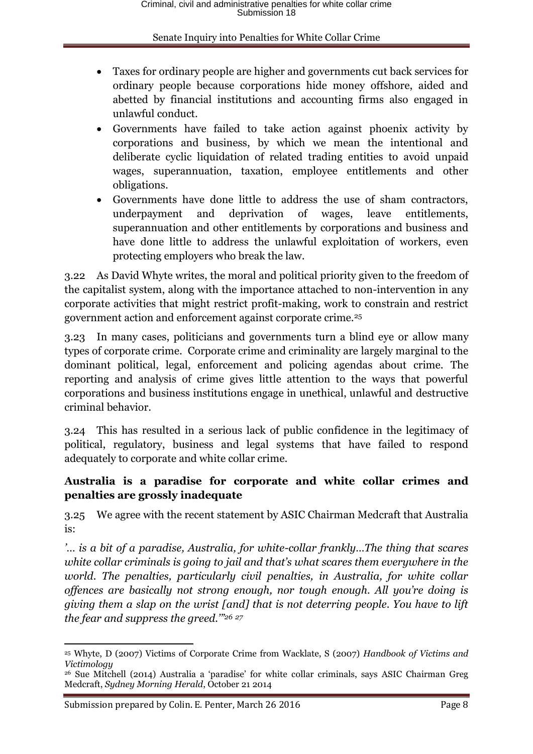- Taxes for ordinary people are higher and governments cut back services for ordinary people because corporations hide money offshore, aided and abetted by financial institutions and accounting firms also engaged in unlawful conduct.
- Governments have failed to take action against phoenix activity by corporations and business, by which we mean the intentional and deliberate cyclic liquidation of related trading entities to avoid unpaid wages, superannuation, taxation, employee entitlements and other obligations.
- Governments have done little to address the use of sham contractors, underpayment and deprivation of wages, leave entitlements, superannuation and other entitlements by corporations and business and have done little to address the unlawful exploitation of workers, even protecting employers who break the law.

3.22 As David Whyte writes, the moral and political priority given to the freedom of the capitalist system, along with the importance attached to non-intervention in any corporate activities that might restrict profit-making, work to constrain and restrict government action and enforcement against corporate crime.[25]

3.23 In many cases, politicians and governments turn a blind eye or allow many types of corporate crime. Corporate crime and criminality are largely marginal to the dominant political, legal, enforcement and policing agendas about crime. The reporting and analysis of crime gives little attention to the ways that powerful corporations and business institutions engage in unethical, unlawful and destructive criminal behavior.

3.24 This has resulted in a serious lack of public confidence in the legitimacy of political, regulatory, business and legal systems that have failed to respond adequately to corporate and white collar crime.

**Australia is a paradise for corporate and white collar crimes and penalties are grossly inadequate**

3.25 We agree with the recent statement by ASIC Chairman Medcraft that Australia is:

*'... is a bit of a paradise, Australia, for white-collar frankly…The thing that scares white collar criminals is going to jail and that's what scares them everywhere in the world. The penalties, particularly civil penalties, in Australia, for white collar offences are basically not strong enough, nor tough enough. All you're doing is giving them a slap on the wrist [and] that is not deterring people. You have to lift the fear and suppress the greed.'"*[26] [27]

---

[25] Whyte, D (2007) Victims of Corporate Crime from Wacklate, S (2007) *Handbook of Victims and Victimology*

[26] Sue Mitchell (2014) Australia a 'paradise' for white collar criminals, says ASIC Chairman Greg Medcraft, *Sydney Morning Herald*, October 21 2014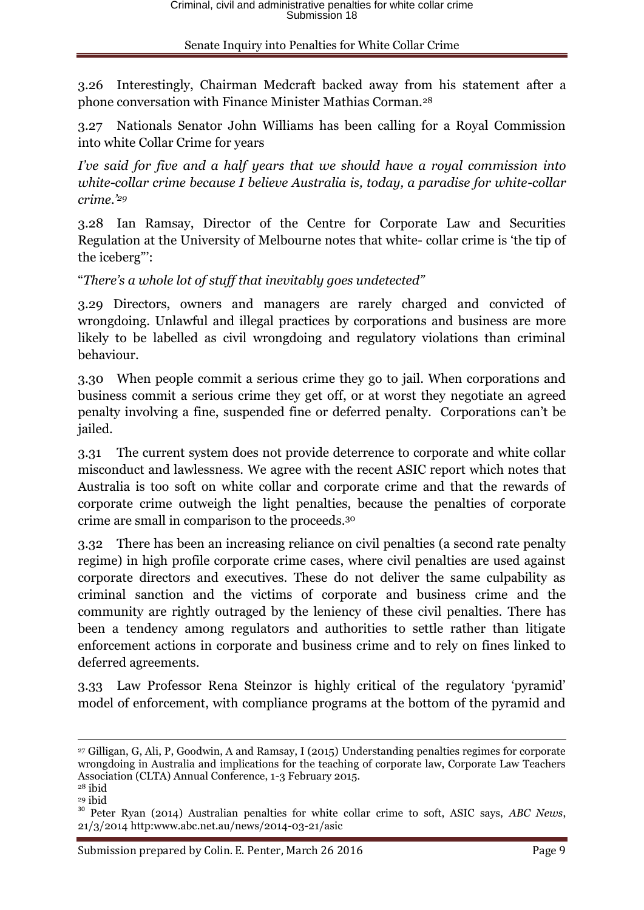3.26 Interestingly, Chairman Medcraft backed away from his statement after a phone conversation with Finance Minister Mathias Corman.[28]

3.27 Nationals Senator John Williams has been calling for a Royal Commission into white Collar Crime for years

*I've said for five and a half years that we should have a royal commission into white-collar crime because I believe Australia is, today, a paradise for white-collar crime.'*[29]

3.28 Ian Ramsay, Director of the Centre for Corporate Law and Securities Regulation at the University of Melbourne notes that white- collar crime is 'the tip of the iceberg"':

"*There's a whole lot of stuff that inevitably goes undetected"*

3.29 Directors, owners and managers are rarely charged and convicted of wrongdoing. Unlawful and illegal practices by corporations and business are more likely to be labelled as civil wrongdoing and regulatory violations than criminal behaviour.

3.30 When people commit a serious crime they go to jail. When corporations and business commit a serious crime they get off, or at worst they negotiate an agreed penalty involving a fine, suspended fine or deferred penalty. Corporations can't be jailed.

3.31 The current system does not provide deterrence to corporate and white collar misconduct and lawlessness. We agree with the recent ASIC report which notes that Australia is too soft on white collar and corporate crime and that the rewards of corporate crime outweigh the light penalties, because the penalties of corporate crime are small in comparison to the proceeds.[30]

3.32 There has been an increasing reliance on civil penalties (a second rate penalty regime) in high profile corporate crime cases, where civil penalties are used against corporate directors and executives. These do not deliver the same culpability as criminal sanction and the victims of corporate and business crime and the community are rightly outraged by the leniency of these civil penalties. There has been a tendency among regulators and authorities to settle rather than litigate enforcement actions in corporate and business crime and to rely on fines linked to deferred agreements.

3.33 Law Professor Rena Steinzor is highly critical of the regulatory 'pyramid' model of enforcement, with compliance programs at the bottom of the pyramid and

---

[27] Gilligan, G, Ali, P, Goodwin, A and Ramsay, I (2015) Understanding penalties regimes for corporate wrongdoing in Australia and implications for the teaching of corporate law, Corporate Law Teachers Association (CLTA) Annual Conference, 1-3 February 2015.

[28] ibid

[29] ibid

[30] Peter Ryan (2014) Australian penalties for white collar crime to soft, ASIC says, *ABC News*, 21/3/2014 http:www.abc.net.au/news/2014-03-21/asic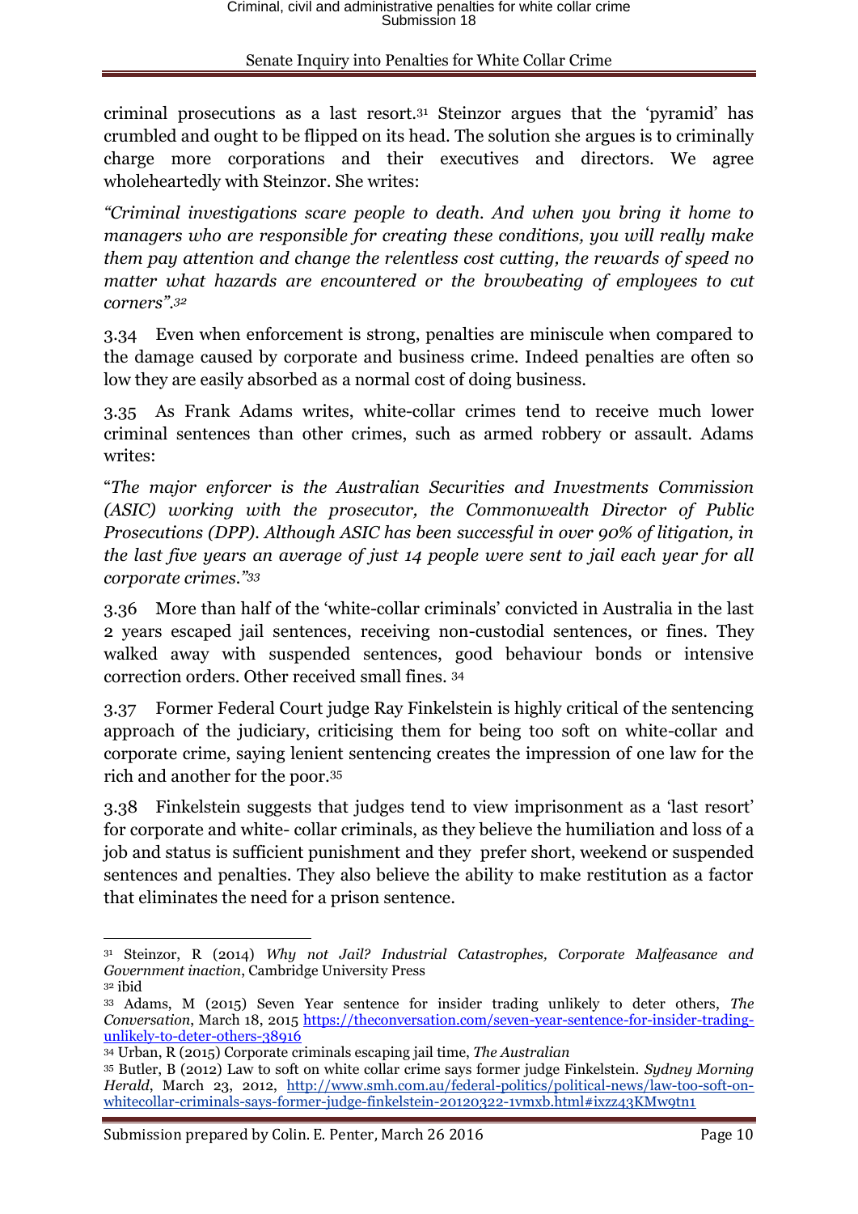criminal prosecutions as a last resort.[31] Steinzor argues that the 'pyramid' has crumbled and ought to be flipped on its head. The solution she argues is to criminally charge more corporations and their executives and directors. We agree wholeheartedly with Steinzor. She writes:

*"Criminal investigations scare people to death. And when you bring it home to managers who are responsible for creating these conditions, you will really make them pay attention and change the relentless cost cutting, the rewards of speed no matter what hazards are encountered or the browbeating of employees to cut corners".[32]*

3.34 Even when enforcement is strong, penalties are miniscule when compared to the damage caused by corporate and business crime. Indeed penalties are often so low they are easily absorbed as a normal cost of doing business.

3.35 As Frank Adams writes, white-collar crimes tend to receive much lower criminal sentences than other crimes, such as armed robbery or assault. Adams writes:

"*The major enforcer is the Australian Securities and Investments Commission (ASIC) working with the prosecutor, the Commonwealth Director of Public Prosecutions (DPP). Although ASIC has been successful in over 90% of litigation, in the last five years an average of just 14 people were sent to jail each year for all corporate crimes."[33]*

3.36 More than half of the 'white-collar criminals' convicted in Australia in the last 2 years escaped jail sentences, receiving non-custodial sentences, or fines. They walked away with suspended sentences, good behaviour bonds or intensive correction orders. Other received small fines. [34]

3.37 Former Federal Court judge Ray Finkelstein is highly critical of the sentencing approach of the judiciary, criticising them for being too soft on white-collar and corporate crime, saying lenient sentencing creates the impression of one law for the rich and another for the poor.[35]

3.38 Finkelstein suggests that judges tend to view imprisonment as a 'last resort' for corporate and white- collar criminals, as they believe the humiliation and loss of a job and status is sufficient punishment and they prefer short, weekend or suspended sentences and penalties. They also believe the ability to make restitution as a factor that eliminates the need for a prison sentence.

---

[31] Steinzor, R (2014) *Why not Jail? Industrial Catastrophes, Corporate Malfeasance and Government inaction*, Cambridge University Press

[32] ibid

[33] Adams, M (2015) Seven Year sentence for insider trading unlikely to deter others, *The Conversation*, March 18, 2015 https://theconversation.com/seven-year-sentence-for-insider-trading-unlikely-to-deter-others-38916

[34] Urban, R (2015) Corporate criminals escaping jail time, *The Australian*

[35] Butler, B (2012) Law to soft on white collar crime says former judge Finkelstein. *Sydney Morning Herald*, March 23, 2012, http://www.smh.com.au/federal-politics/political-news/law-too-soft-on-whitecollar-criminals-says-former-judge-finkelstein-20120322-1vmxb.html#ixzz43KMw9tn1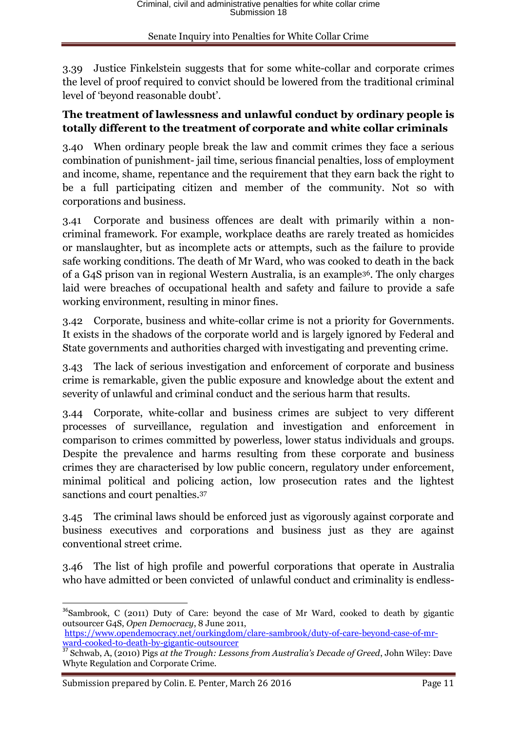3.39 Justice Finkelstein suggests that for some white-collar and corporate crimes the level of proof required to convict should be lowered from the traditional criminal level of 'beyond reasonable doubt'.

**The treatment of lawlessness and unlawful conduct by ordinary people is totally different to the treatment of corporate and white collar criminals**

3.40 When ordinary people break the law and commit crimes they face a serious combination of punishment- jail time, serious financial penalties, loss of employment and income, shame, repentance and the requirement that they earn back the right to be a full participating citizen and member of the community. Not so with corporations and business.

3.41 Corporate and business offences are dealt with primarily within a non-criminal framework. For example, workplace deaths are rarely treated as homicides or manslaughter, but as incomplete acts or attempts, such as the failure to provide safe working conditions. The death of Mr Ward, who was cooked to death in the back of a G4S prison van in regional Western Australia, is an example[36]. The only charges laid were breaches of occupational health and safety and failure to provide a safe working environment, resulting in minor fines.

3.42 Corporate, business and white-collar crime is not a priority for Governments. It exists in the shadows of the corporate world and is largely ignored by Federal and State governments and authorities charged with investigating and preventing crime.

3.43 The lack of serious investigation and enforcement of corporate and business crime is remarkable, given the public exposure and knowledge about the extent and severity of unlawful and criminal conduct and the serious harm that results.

3.44 Corporate, white-collar and business crimes are subject to very different processes of surveillance, regulation and investigation and enforcement in comparison to crimes committed by powerless, lower status individuals and groups. Despite the prevalence and harms resulting from these corporate and business crimes they are characterised by low public concern, regulatory under enforcement, minimal political and policing action, low prosecution rates and the lightest sanctions and court penalties.[37]

3.45 The criminal laws should be enforced just as vigorously against corporate and business executives and corporations and business just as they are against conventional street crime.

3.46 The list of high profile and powerful corporations that operate in Australia who have admitted or been convicted of unlawful conduct and criminality is endless-

---

[36] Sambrook, C (2011) Duty of Care: beyond the case of Mr Ward, cooked to death by gigantic outsourcer G4S, *Open Democracy*, 8 June 2011, https://www.opendemocracy.net/ourkingdom/clare-sambrook/duty-of-care-beyond-case-of-mr-ward-cooked-to-death-by-gigantic-outsourcer

[37] Schwab, A, (2010) Pigs *at the Trough: Lessons from Australia's Decade of Greed*, John Wiley: Dave Whyte Regulation and Corporate Crime.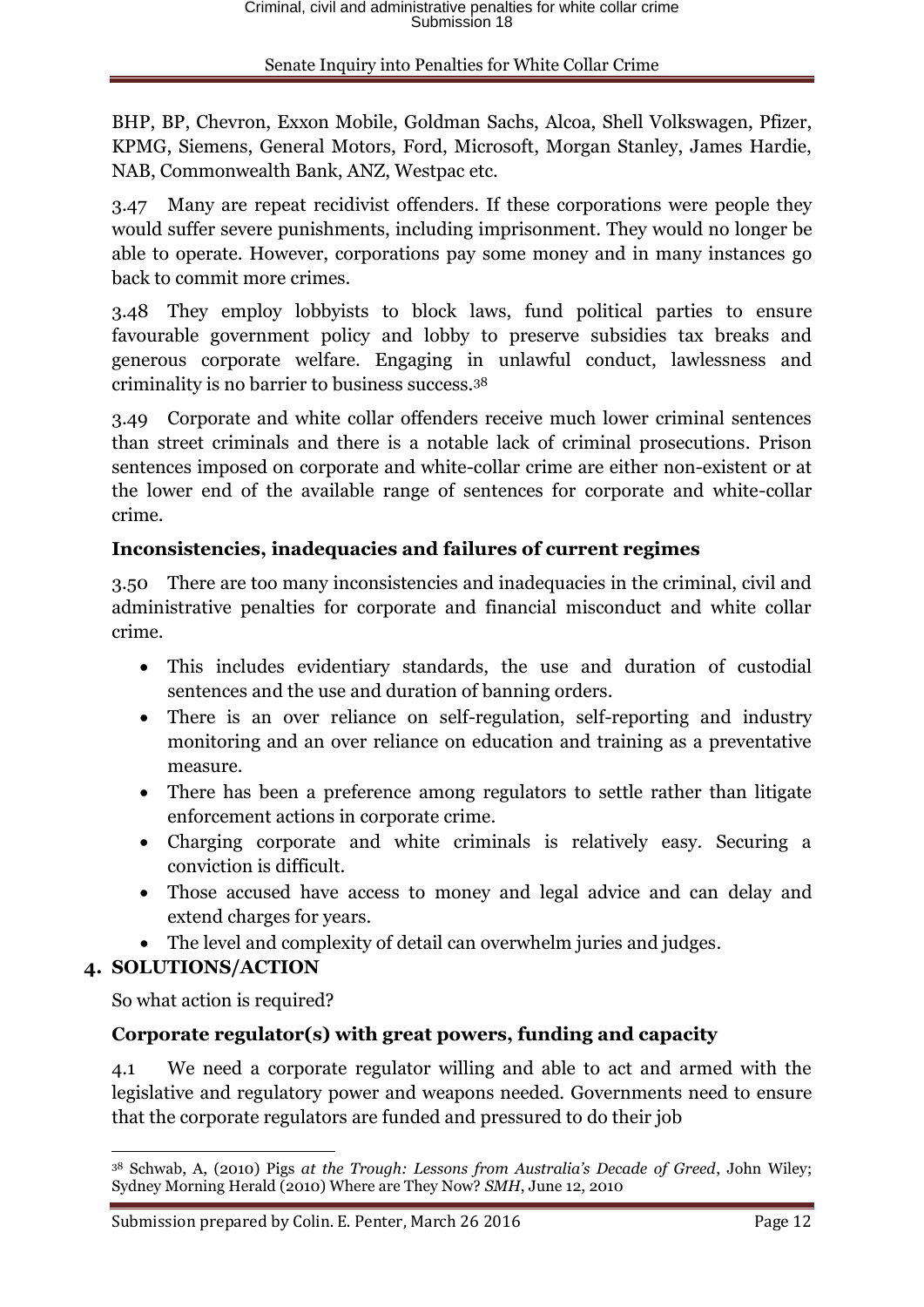BHP, BP, Chevron, Exxon Mobile, Goldman Sachs, Alcoa, Shell Volkswagen, Pfizer, KPMG, Siemens, General Motors, Ford, Microsoft, Morgan Stanley, James Hardie, NAB, Commonwealth Bank, ANZ, Westpac etc.

3.47 Many are repeat recidivist offenders. If these corporations were people they would suffer severe punishments, including imprisonment. They would no longer be able to operate. However, corporations pay some money and in many instances go back to commit more crimes.

3.48 They employ lobbyists to block laws, fund political parties to ensure favourable government policy and lobby to preserve subsidies tax breaks and generous corporate welfare. Engaging in unlawful conduct, lawlessness and criminality is no barrier to business success.[38]

3.49 Corporate and white collar offenders receive much lower criminal sentences than street criminals and there is a notable lack of criminal prosecutions. Prison sentences imposed on corporate and white-collar crime are either non-existent or at the lower end of the available range of sentences for corporate and white-collar crime.

### Inconsistencies, inadequacies and failures of current regimes

3.50 There are too many inconsistencies and inadequacies in the criminal, civil and administrative penalties for corporate and financial misconduct and white collar crime.

- This includes evidentiary standards, the use and duration of custodial sentences and the use and duration of banning orders.
- There is an over reliance on self-regulation, self-reporting and industry monitoring and an over reliance on education and training as a preventative measure.
- There has been a preference among regulators to settle rather than litigate enforcement actions in corporate crime.
- Charging corporate and white criminals is relatively easy. Securing a conviction is difficult.
- Those accused have access to money and legal advice and can delay and extend charges for years.
- The level and complexity of detail can overwhelm juries and judges.

## 4. SOLUTIONS/ACTION

So what action is required?

### Corporate regulator(s) with great powers, funding and capacity

4.1 We need a corporate regulator willing and able to act and armed with the legislative and regulatory power and weapons needed. Governments need to ensure that the corporate regulators are funded and pressured to do their job

[38] Schwab, A, (2010) Pigs *at the Trough: Lessons from Australia's Decade of Greed*, John Wiley; Sydney Morning Herald (2010) Where are They Now? *SMH*, June 12, 2010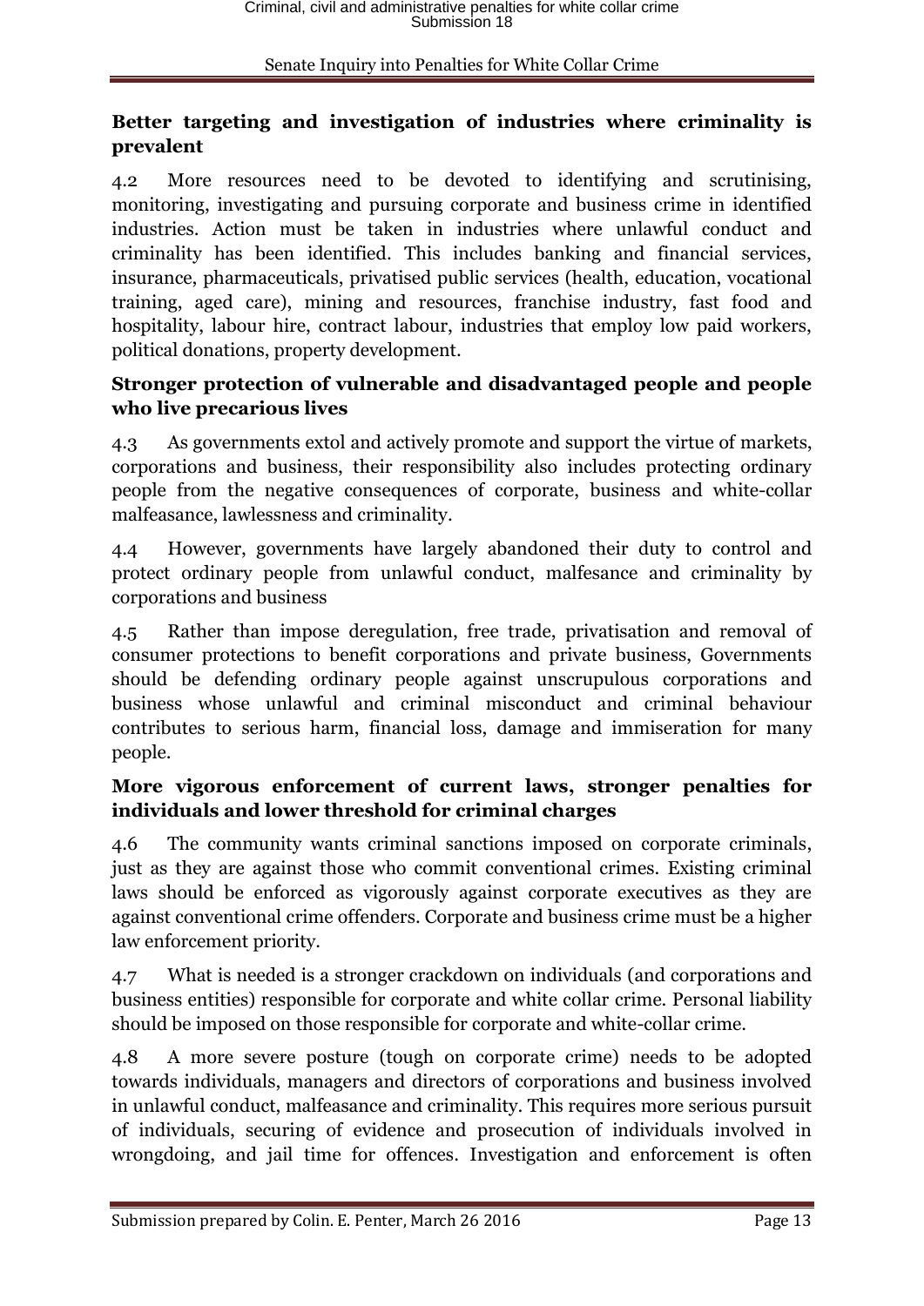**Better targeting and investigation of industries where criminality is prevalent**

4.2 More resources need to be devoted to identifying and scrutinising, monitoring, investigating and pursuing corporate and business crime in identified industries. Action must be taken in industries where unlawful conduct and criminality has been identified. This includes banking and financial services, insurance, pharmaceuticals, privatised public services (health, education, vocational training, aged care), mining and resources, franchise industry, fast food and hospitality, labour hire, contract labour, industries that employ low paid workers, political donations, property development.

**Stronger protection of vulnerable and disadvantaged people and people who live precarious lives**

4.3 As governments extol and actively promote and support the virtue of markets, corporations and business, their responsibility also includes protecting ordinary people from the negative consequences of corporate, business and white-collar malfeasance, lawlessness and criminality.

4.4 However, governments have largely abandoned their duty to control and protect ordinary people from unlawful conduct, malfesance and criminality by corporations and business

4.5 Rather than impose deregulation, free trade, privatisation and removal of consumer protections to benefit corporations and private business, Governments should be defending ordinary people against unscrupulous corporations and business whose unlawful and criminal misconduct and criminal behaviour contributes to serious harm, financial loss, damage and immiseration for many people.

**More vigorous enforcement of current laws, stronger penalties for individuals and lower threshold for criminal charges**

4.6 The community wants criminal sanctions imposed on corporate criminals, just as they are against those who commit conventional crimes. Existing criminal laws should be enforced as vigorously against corporate executives as they are against conventional crime offenders. Corporate and business crime must be a higher law enforcement priority.

4.7 What is needed is a stronger crackdown on individuals (and corporations and business entities) responsible for corporate and white collar crime. Personal liability should be imposed on those responsible for corporate and white-collar crime.

4.8 A more severe posture (tough on corporate crime) needs to be adopted towards individuals, managers and directors of corporations and business involved in unlawful conduct, malfeasance and criminality. This requires more serious pursuit of individuals, securing of evidence and prosecution of individuals involved in wrongdoing, and jail time for offences. Investigation and enforcement is often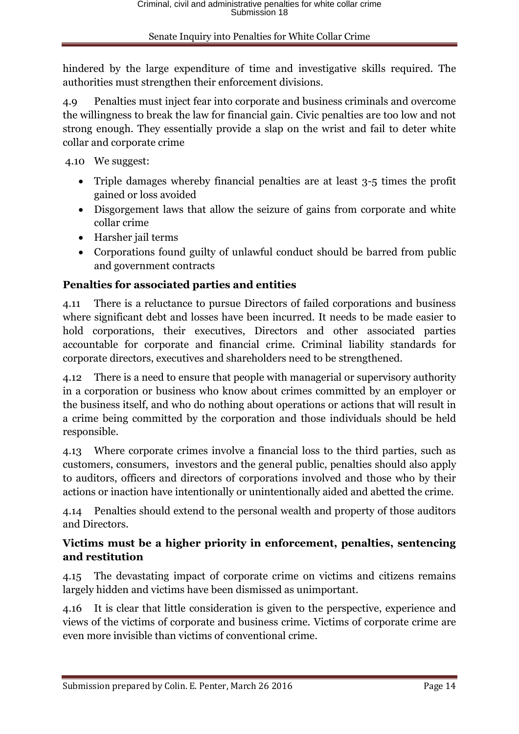hindered by the large expenditure of time and investigative skills required. The authorities must strengthen their enforcement divisions.

4.9 Penalties must inject fear into corporate and business criminals and overcome the willingness to break the law for financial gain. Civic penalties are too low and not strong enough. They essentially provide a slap on the wrist and fail to deter white collar and corporate crime

4.10 We suggest:

- Triple damages whereby financial penalties are at least 3-5 times the profit gained or loss avoided
- Disgorgement laws that allow the seizure of gains from corporate and white collar crime
- Harsher jail terms
- Corporations found guilty of unlawful conduct should be barred from public and government contracts

**Penalties for associated parties and entities**

4.11 There is a reluctance to pursue Directors of failed corporations and business where significant debt and losses have been incurred. It needs to be made easier to hold corporations, their executives, Directors and other associated parties accountable for corporate and financial crime. Criminal liability standards for corporate directors, executives and shareholders need to be strengthened.

4.12 There is a need to ensure that people with managerial or supervisory authority in a corporation or business who know about crimes committed by an employer or the business itself, and who do nothing about operations or actions that will result in a crime being committed by the corporation and those individuals should be held responsible.

4.13 Where corporate crimes involve a financial loss to the third parties, such as customers, consumers, investors and the general public, penalties should also apply to auditors, officers and directors of corporations involved and those who by their actions or inaction have intentionally or unintentionally aided and abetted the crime.

4.14 Penalties should extend to the personal wealth and property of those auditors and Directors.

**Victims must be a higher priority in enforcement, penalties, sentencing and restitution**

4.15 The devastating impact of corporate crime on victims and citizens remains largely hidden and victims have been dismissed as unimportant.

4.16 It is clear that little consideration is given to the perspective, experience and views of the victims of corporate and business crime. Victims of corporate crime are even more invisible than victims of conventional crime.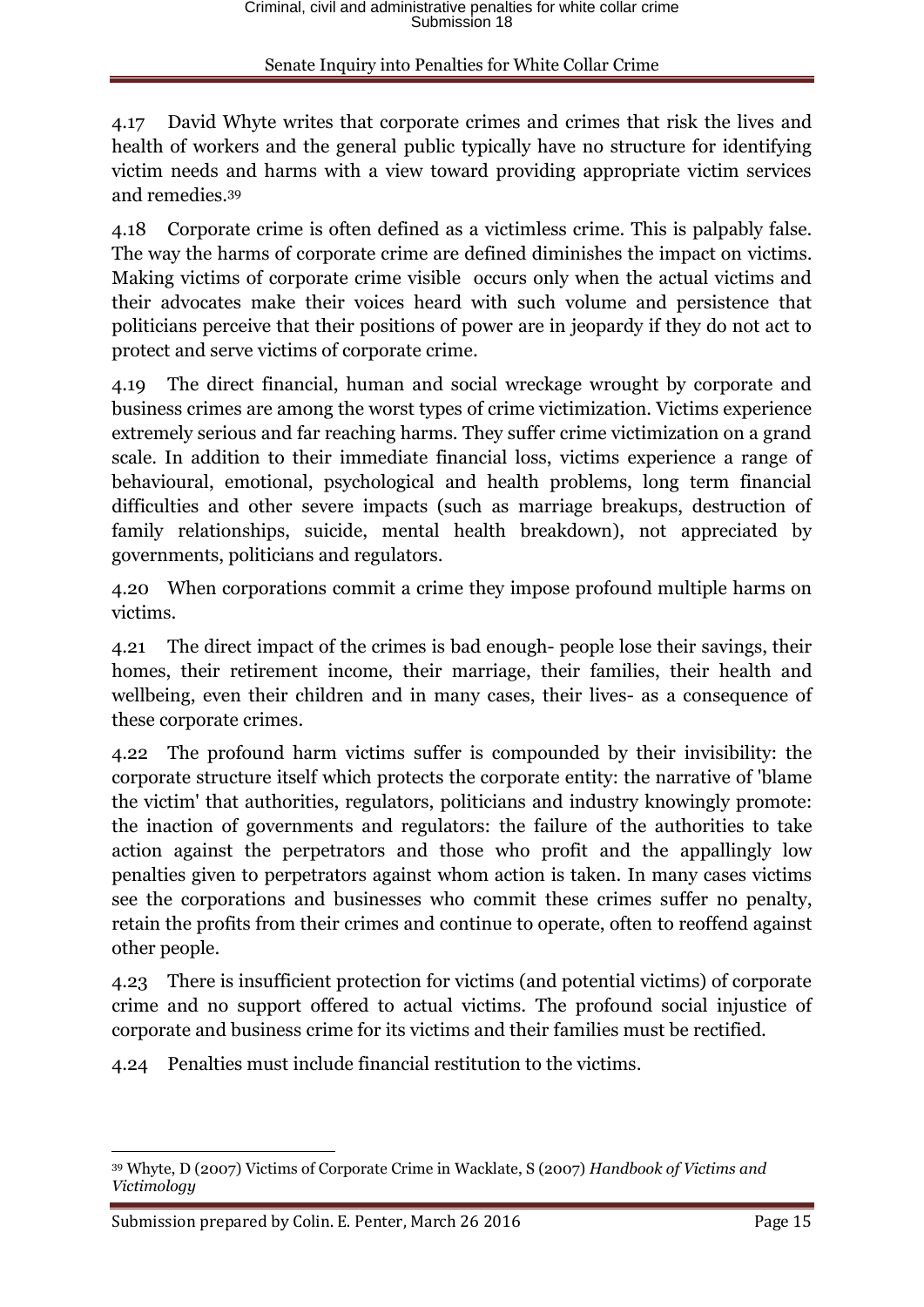4.17 David Whyte writes that corporate crimes and crimes that risk the lives and health of workers and the general public typically have no structure for identifying victim needs and harms with a view toward providing appropriate victim services and remedies.[39]

4.18 Corporate crime is often defined as a victimless crime. This is palpably false. The way the harms of corporate crime are defined diminishes the impact on victims. Making victims of corporate crime visible occurs only when the actual victims and their advocates make their voices heard with such volume and persistence that politicians perceive that their positions of power are in jeopardy if they do not act to protect and serve victims of corporate crime.

4.19 The direct financial, human and social wreckage wrought by corporate and business crimes are among the worst types of crime victimization. Victims experience extremely serious and far reaching harms. They suffer crime victimization on a grand scale. In addition to their immediate financial loss, victims experience a range of behavioural, emotional, psychological and health problems, long term financial difficulties and other severe impacts (such as marriage breakups, destruction of family relationships, suicide, mental health breakdown), not appreciated by governments, politicians and regulators.

4.20 When corporations commit a crime they impose profound multiple harms on victims.

4.21 The direct impact of the crimes is bad enough- people lose their savings, their homes, their retirement income, their marriage, their families, their health and wellbeing, even their children and in many cases, their lives- as a consequence of these corporate crimes.

4.22 The profound harm victims suffer is compounded by their invisibility: the corporate structure itself which protects the corporate entity: the narrative of 'blame the victim' that authorities, regulators, politicians and industry knowingly promote: the inaction of governments and regulators: the failure of the authorities to take action against the perpetrators and those who profit and the appallingly low penalties given to perpetrators against whom action is taken. In many cases victims see the corporations and businesses who commit these crimes suffer no penalty, retain the profits from their crimes and continue to operate, often to reoffend against other people.

4.23 There is insufficient protection for victims (and potential victims) of corporate crime and no support offered to actual victims. The profound social injustice of corporate and business crime for its victims and their families must be rectified.

4.24 Penalties must include financial restitution to the victims.

---

[39] Whyte, D (2007) Victims of Corporate Crime in Wacklate, S (2007) *Handbook of Victims and Victimology*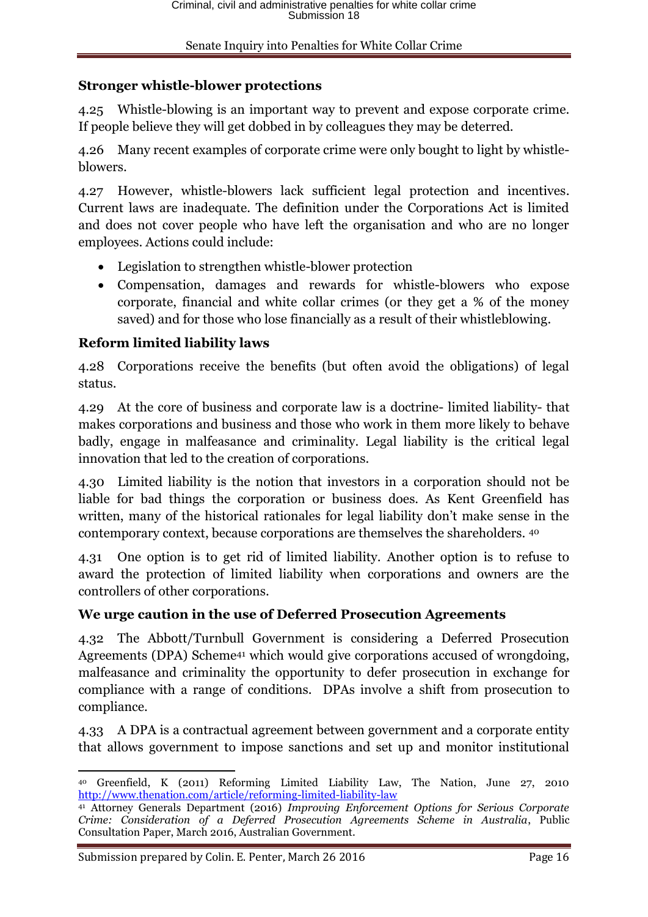### Stronger whistle-blower protections

4.25 Whistle-blowing is an important way to prevent and expose corporate crime. If people believe they will get dobbed in by colleagues they may be deterred.

4.26 Many recent examples of corporate crime were only bought to light by whistle-blowers.

4.27 However, whistle-blowers lack sufficient legal protection and incentives. Current laws are inadequate. The definition under the Corporations Act is limited and does not cover people who have left the organisation and who are no longer employees. Actions could include:

- Legislation to strengthen whistle-blower protection
- Compensation, damages and rewards for whistle-blowers who expose corporate, financial and white collar crimes (or they get a % of the money saved) and for those who lose financially as a result of their whistleblowing.

### Reform limited liability laws

4.28 Corporations receive the benefits (but often avoid the obligations) of legal status.

4.29 At the core of business and corporate law is a doctrine- limited liability- that makes corporations and business and those who work in them more likely to behave badly, engage in malfeasance and criminality. Legal liability is the critical legal innovation that led to the creation of corporations.

4.30 Limited liability is the notion that investors in a corporation should not be liable for bad things the corporation or business does. As Kent Greenfield has written, many of the historical rationales for legal liability don't make sense in the contemporary context, because corporations are themselves the shareholders. [40]

4.31 One option is to get rid of limited liability. Another option is to refuse to award the protection of limited liability when corporations and owners are the controllers of other corporations.

### We urge caution in the use of Deferred Prosecution Agreements

4.32 The Abbott/Turnbull Government is considering a Deferred Prosecution Agreements (DPA) Scheme[41] which would give corporations accused of wrongdoing, malfeasance and criminality the opportunity to defer prosecution in exchange for compliance with a range of conditions. DPAs involve a shift from prosecution to compliance.

4.33 A DPA is a contractual agreement between government and a corporate entity that allows government to impose sanctions and set up and monitor institutional

---

[40] Greenfield, K (2011) Reforming Limited Liability Law, The Nation, June 27, 2010 http://www.thenation.com/article/reforming-limited-liability-law

[41] Attorney Generals Department (2016) *Improving Enforcement Options for Serious Corporate Crime: Consideration of a Deferred Prosecution Agreements Scheme in Australia*, Public Consultation Paper, March 2016, Australian Government.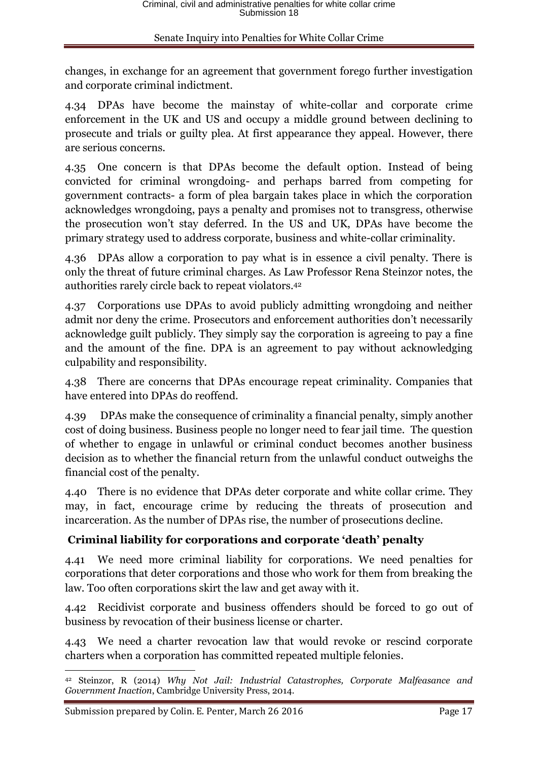changes, in exchange for an agreement that government forego further investigation and corporate criminal indictment.

4.34 DPAs have become the mainstay of white-collar and corporate crime enforcement in the UK and US and occupy a middle ground between declining to prosecute and trials or guilty plea. At first appearance they appeal. However, there are serious concerns.

4.35 One concern is that DPAs become the default option. Instead of being convicted for criminal wrongdoing- and perhaps barred from competing for government contracts- a form of plea bargain takes place in which the corporation acknowledges wrongdoing, pays a penalty and promises not to transgress, otherwise the prosecution won't stay deferred. In the US and UK, DPAs have become the primary strategy used to address corporate, business and white-collar criminality.

4.36 DPAs allow a corporation to pay what is in essence a civil penalty. There is only the threat of future criminal charges. As Law Professor Rena Steinzor notes, the authorities rarely circle back to repeat violators.[42]

4.37 Corporations use DPAs to avoid publicly admitting wrongdoing and neither admit nor deny the crime. Prosecutors and enforcement authorities don't necessarily acknowledge guilt publicly. They simply say the corporation is agreeing to pay a fine and the amount of the fine. DPA is an agreement to pay without acknowledging culpability and responsibility.

4.38 There are concerns that DPAs encourage repeat criminality. Companies that have entered into DPAs do reoffend.

4.39 DPAs make the consequence of criminality a financial penalty, simply another cost of doing business. Business people no longer need to fear jail time. The question of whether to engage in unlawful or criminal conduct becomes another business decision as to whether the financial return from the unlawful conduct outweighs the financial cost of the penalty.

4.40 There is no evidence that DPAs deter corporate and white collar crime. They may, in fact, encourage crime by reducing the threats of prosecution and incarceration. As the number of DPAs rise, the number of prosecutions decline.

### Criminal liability for corporations and corporate 'death' penalty

4.41 We need more criminal liability for corporations. We need penalties for corporations that deter corporations and those who work for them from breaking the law. Too often corporations skirt the law and get away with it.

4.42 Recidivist corporate and business offenders should be forced to go out of business by revocation of their business license or charter.

4.43 We need a charter revocation law that would revoke or rescind corporate charters when a corporation has committed repeated multiple felonies.

---

[42] Steinzor, R (2014) *Why Not Jail: Industrial Catastrophes, Corporate Malfeasance and Government Inaction*, Cambridge University Press, 2014.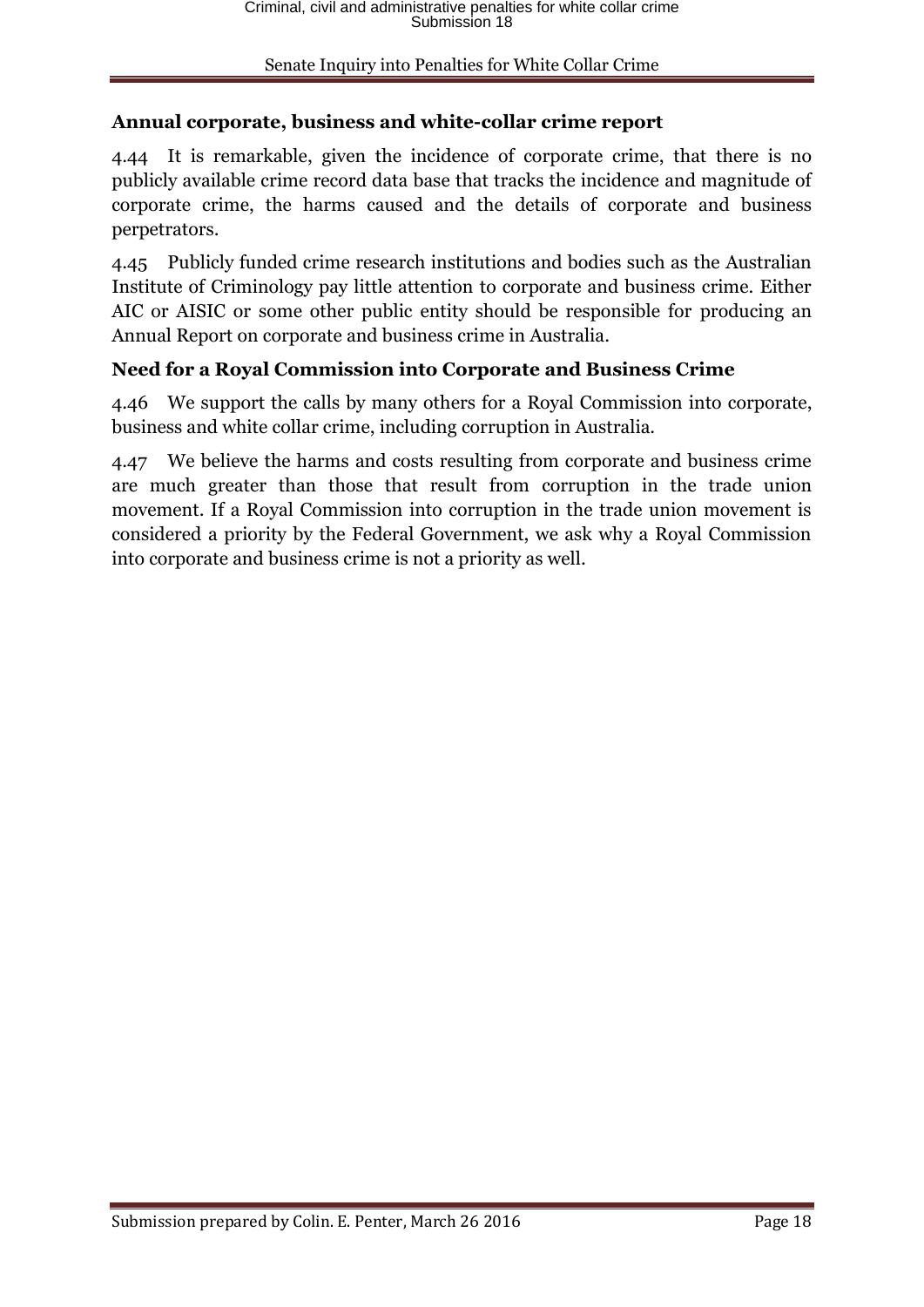### Annual corporate, business and white-collar crime report

4.44 It is remarkable, given the incidence of corporate crime, that there is no publicly available crime record data base that tracks the incidence and magnitude of corporate crime, the harms caused and the details of corporate and business perpetrators.

4.45 Publicly funded crime research institutions and bodies such as the Australian Institute of Criminology pay little attention to corporate and business crime. Either AIC or AISIC or some other public entity should be responsible for producing an Annual Report on corporate and business crime in Australia.

### Need for a Royal Commission into Corporate and Business Crime

4.46 We support the calls by many others for a Royal Commission into corporate, business and white collar crime, including corruption in Australia.

4.47 We believe the harms and costs resulting from corporate and business crime are much greater than those that result from corruption in the trade union movement. If a Royal Commission into corruption in the trade union movement is considered a priority by the Federal Government, we ask why a Royal Commission into corporate and business crime is not a priority as well.